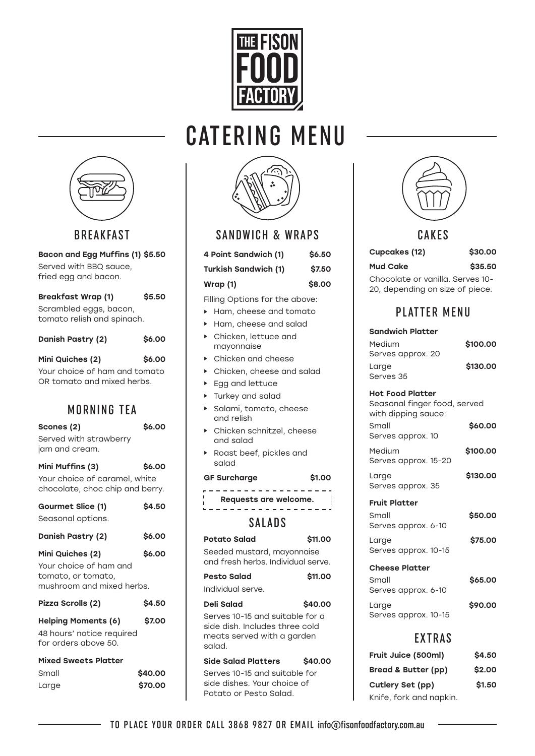# THE FISON FOOD FACTORY

# CATERING MENU

## BREAKFAST

**Bacon and Egg Muffins (1) $5.50**
Served with BBQ sauce, fried egg and bacon.

**Breakfast Wrap (1) $5.50**
Scrambled eggs, bacon, tomato relish and spinach.

**Danish Pastry (2) $6.00**

**Mini Quiches (2) $6.00**
Your choice of ham and tomato OR tomato and mixed herbs.

## MORNING TEA

**Scones (2) $6.00**
Served with strawberry jam and cream.

**Mini Muffins (3) $6.00**
Your choice of caramel, white chocolate, choc chip and berry.

**Gourmet Slice (1) $4.50**
Seasonal options.

**Danish Pastry (2) $6.00**

**Mini Quiches (2) $6.00**
Your choice of ham and tomato, or tomato, mushroom and mixed herbs.

**Pizza Scrolls (2) $4.50**

**Helping Moments (6) $7.00**
48 hours' notice required for orders above 50.

**Mixed Sweets Platter**

| | |
|---|---|
| Small | $40.00 |
| Large | $70.00 |

## SANDWICH & WRAPS

**4 Point Sandwich (1) $6.50**

**Turkish Sandwich (1) $7.50**

**Wrap (1) $8.00**

Filling Options for the above:

- Ham, cheese and tomato
- Ham, cheese and salad
- Chicken, lettuce and mayonnaise
- Chicken and cheese
- Chicken, cheese and salad
- Egg and lettuce
- Turkey and salad
- Salami, tomato, cheese and relish
- Chicken schnitzel, cheese and salad
- Roast beef, pickles and salad

**GF Surcharge $1.00**

**Requests are welcome.**

## SALADS

**Potato Salad $11.00**
Seeded mustard, mayonnaise and fresh herbs. Individual serve.

**Pesto Salad $11.00**
Individual serve.

**Deli Salad $40.00**
Serves 10-15 and suitable for a side dish. Includes three cold meats served with a garden salad.

**Side Salad Platters $40.00**
Serves 10-15 and suitable for side dishes. Your choice of Potato or Pesto Salad.

## CAKES

**Cupcakes (12) $30.00**

**Mud Cake $35.50**
Chocolate or vanilla. Serves 10-20, depending on size of piece.

## PLATTER MENU

**Sandwich Platter**

| | |
|---|---|
| Medium<br>Serves approx. 20 | $100.00 |
| Large<br>Serves 35 | $130.00 |

**Hot Food Platter**
Seasonal finger food, served with dipping sauce:

| | |
|---|---|
| Small<br>Serves approx. 10 | $60.00 |
| Medium<br>Serves approx. 15-20 | $100.00 |
| Large<br>Serves approx. 35 | $130.00 |

**Fruit Platter**

| | |
|---|---|
| Small<br>Serves approx. 6-10 | $50.00 |
| Large<br>Serves approx. 10-15 | $75.00 |

**Cheese Platter**

| | |
|---|---|
| Small<br>Serves approx. 6-10 | $65.00 |
| Large<br>Serves approx. 10-15 | $90.00 |

## EXTRAS

**Fruit Juice (500ml) $4.50**

**Bread & Butter (pp) $2.00**

**Cutlery Set (pp) $1.50**
Knife, fork and napkin.

TO PLACE YOUR ORDER CALL 3868 9827 OR EMAIL info@fisonfoodfactory.com.au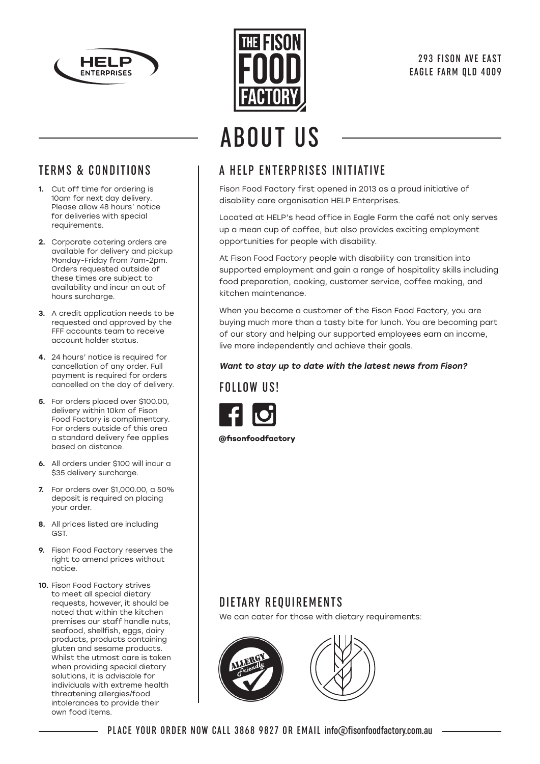HELP ENTERPRISES

THE FISON FOOD FACTORY

293 FISON AVE EAST
EAGLE FARM QLD 4009

# ABOUT US

## A HELP ENTERPRISES INITIATIVE

Fison Food Factory first opened in 2013 as a proud initiative of disability care organisation HELP Enterprises.

Located at HELP's head office in Eagle Farm the café not only serves up a mean cup of coffee, but also provides exciting employment opportunities for people with disability.

At Fison Food Factory people with disability can transition into supported employment and gain a range of hospitality skills including food preparation, cooking, customer service, coffee making, and kitchen maintenance.

When you become a customer of the Fison Food Factory, you are buying much more than a tasty bite for lunch. You are becoming part of our story and helping our supported employees earn an income, live more independently and achieve their goals.

***Want to stay up to date with the latest news from Fison?***

## FOLLOW US!

**@fisonfoodfactory**

## DIETARY REQUIREMENTS

We can cater for those with dietary requirements:

ALLERGY Friendly

## TERMS & CONDITIONS

1. Cut off time for ordering is 10am for next day delivery. Please allow 48 hours' notice for deliveries with special requirements.
2. Corporate catering orders are available for delivery and pickup Monday-Friday from 7am-2pm. Orders requested outside of these times are subject to availability and incur an out of hours surcharge.
3. A credit application needs to be requested and approved by the FFF accounts team to receive account holder status.
4. 24 hours' notice is required for cancellation of any order. Full payment is required for orders cancelled on the day of delivery.
5. For orders placed over $100.00, delivery within 10km of Fison Food Factory is complimentary. For orders outside of this area a standard delivery fee applies based on distance.
6. All orders under $100 will incur a $35 delivery surcharge.
7. For orders over $1,000.00, a 50% deposit is required on placing your order.
8. All prices listed are including GST.
9. Fison Food Factory reserves the right to amend prices without notice.
10. Fison Food Factory strives to meet all special dietary requests, however, it should be noted that within the kitchen premises our staff handle nuts, seafood, shellfish, eggs, dairy products, products containing gluten and sesame products. Whilst the utmost care is taken when providing special dietary solutions, it is advisable for individuals with extreme health threatening allergies/food intolerances to provide their own food items.

PLACE YOUR ORDER NOW CALL 3868 9827 OR EMAIL info@fisonfoodfactory.com.au